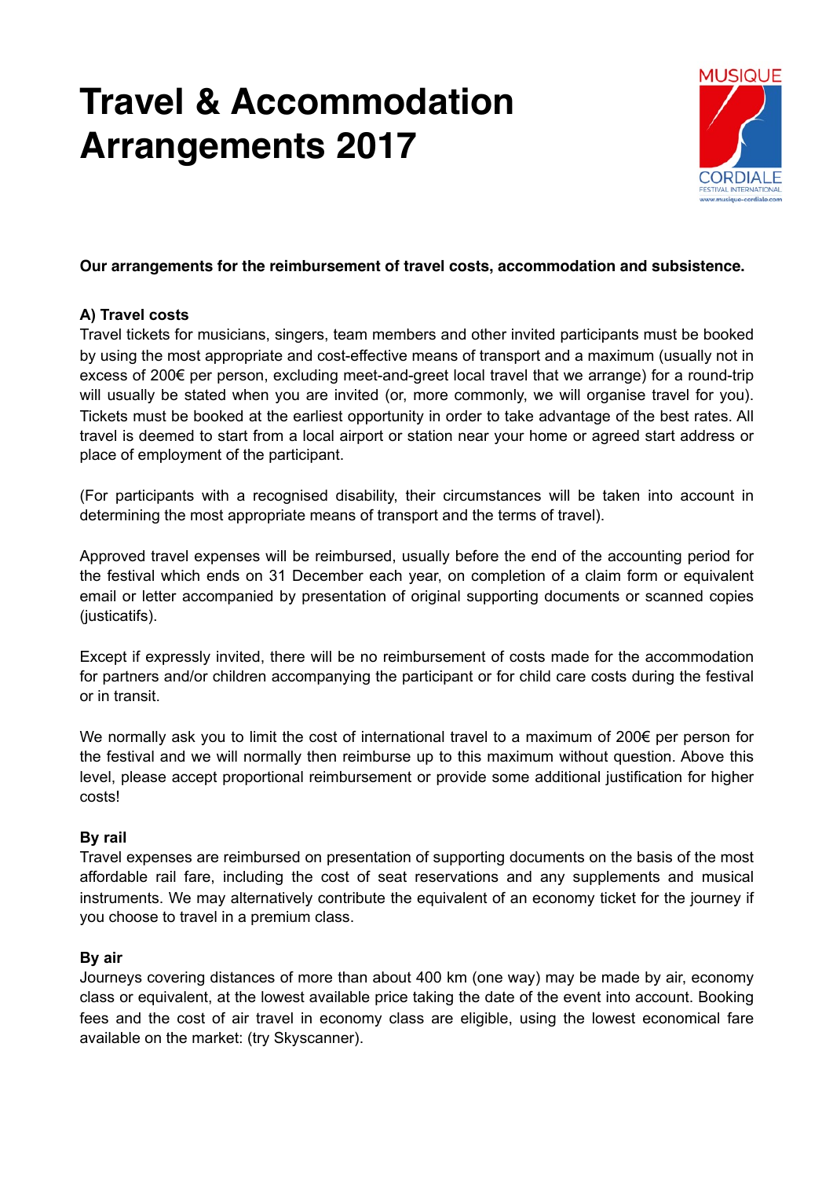# Travel & Accommodation Arrangements 2017

**Our arrangements for the reimbursement of travel costs, accommodation and subsistence.**

**A) Travel costs**

Travel tickets for musicians, singers, team members and other invited participants must be booked by using the most appropriate and cost-effective means of transport and a maximum (usually not in excess of 200€ per person, excluding meet-and-greet local travel that we arrange) for a round-trip will usually be stated when you are invited (or, more commonly, we will organise travel for you). Tickets must be booked at the earliest opportunity in order to take advantage of the best rates. All travel is deemed to start from a local airport or station near your home or agreed start address or place of employment of the participant.

(For participants with a recognised disability, their circumstances will be taken into account in determining the most appropriate means of transport and the terms of travel).

Approved travel expenses will be reimbursed, usually before the end of the accounting period for the festival which ends on 31 December each year, on completion of a claim form or equivalent email or letter accompanied by presentation of original supporting documents or scanned copies (justicatifs).

Except if expressly invited, there will be no reimbursement of costs made for the accommodation for partners and/or children accompanying the participant or for child care costs during the festival or in transit.

We normally ask you to limit the cost of international travel to a maximum of 200€ per person for the festival and we will normally then reimburse up to this maximum without question. Above this level, please accept proportional reimbursement or provide some additional justification for higher costs!

**By rail**

Travel expenses are reimbursed on presentation of supporting documents on the basis of the most affordable rail fare, including the cost of seat reservations and any supplements and musical instruments. We may alternatively contribute the equivalent of an economy ticket for the journey if you choose to travel in a premium class.

**By air**

Journeys covering distances of more than about 400 km (one way) may be made by air, economy class or equivalent, at the lowest available price taking the date of the event into account. Booking fees and the cost of air travel in economy class are eligible, using the lowest economical fare available on the market: (try Skyscanner).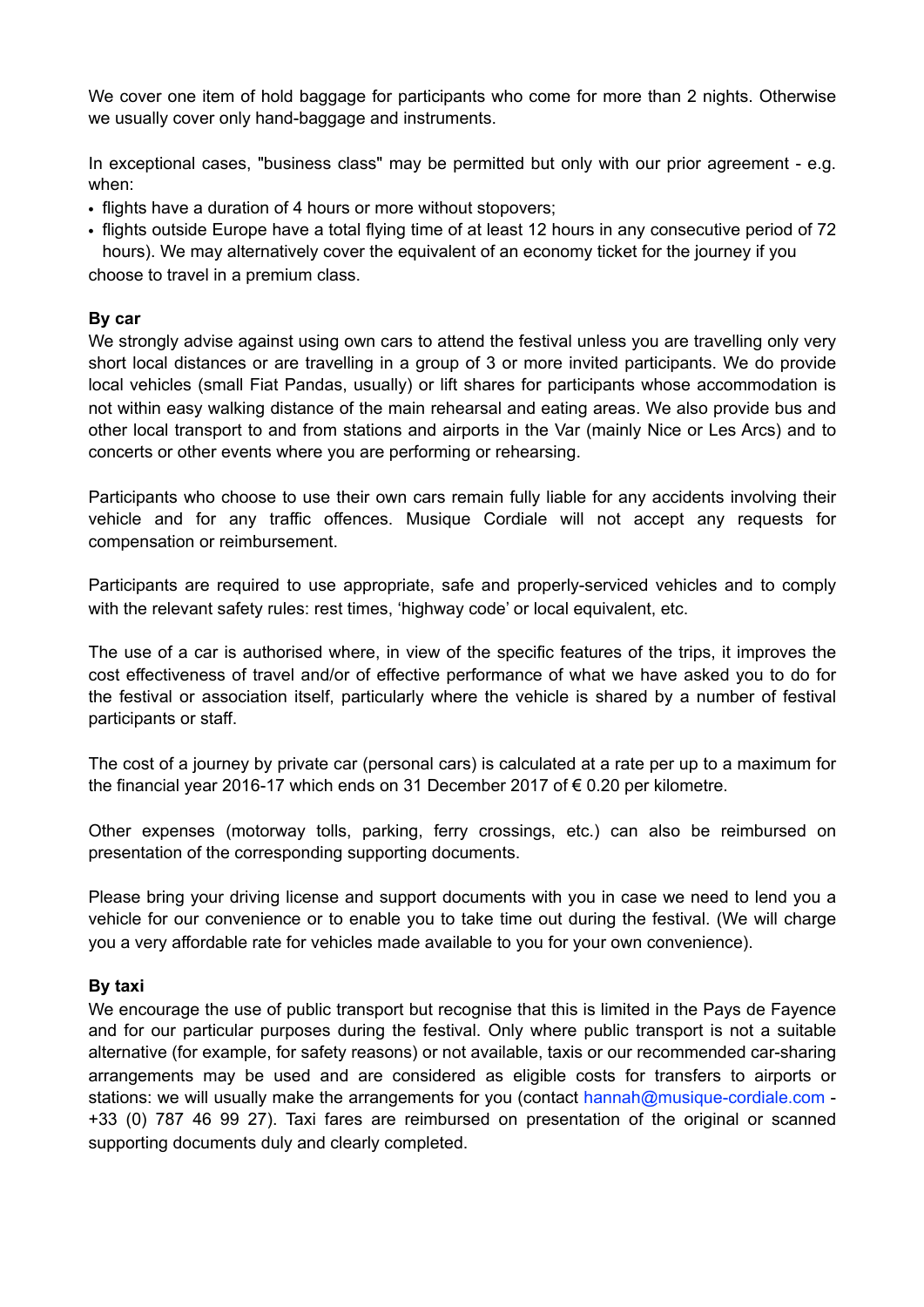We cover one item of hold baggage for participants who come for more than 2 nights. Otherwise we usually cover only hand-baggage and instruments.

In exceptional cases, "business class" may be permitted but only with our prior agreement - e.g. when:

- flights have a duration of 4 hours or more without stopovers;
- flights outside Europe have a total flying time of at least 12 hours in any consecutive period of 72 hours). We may alternatively cover the equivalent of an economy ticket for the journey if you choose to travel in a premium class.

**By car**

We strongly advise against using own cars to attend the festival unless you are travelling only very short local distances or are travelling in a group of 3 or more invited participants. We do provide local vehicles (small Fiat Pandas, usually) or lift shares for participants whose accommodation is not within easy walking distance of the main rehearsal and eating areas. We also provide bus and other local transport to and from stations and airports in the Var (mainly Nice or Les Arcs) and to concerts or other events where you are performing or rehearsing.

Participants who choose to use their own cars remain fully liable for any accidents involving their vehicle and for any traffic offences. Musique Cordiale will not accept any requests for compensation or reimbursement.

Participants are required to use appropriate, safe and properly-serviced vehicles and to comply with the relevant safety rules: rest times, 'highway code' or local equivalent, etc.

The use of a car is authorised where, in view of the specific features of the trips, it improves the cost effectiveness of travel and/or of effective performance of what we have asked you to do for the festival or association itself, particularly where the vehicle is shared by a number of festival participants or staff.

The cost of a journey by private car (personal cars) is calculated at a rate per up to a maximum for the financial year 2016-17 which ends on 31 December 2017 of € 0.20 per kilometre.

Other expenses (motorway tolls, parking, ferry crossings, etc.) can also be reimbursed on presentation of the corresponding supporting documents.

Please bring your driving license and support documents with you in case we need to lend you a vehicle for our convenience or to enable you to take time out during the festival. (We will charge you a very affordable rate for vehicles made available to you for your own convenience).

**By taxi**

We encourage the use of public transport but recognise that this is limited in the Pays de Fayence and for our particular purposes during the festival. Only where public transport is not a suitable alternative (for example, for safety reasons) or not available, taxis or our recommended car-sharing arrangements may be used and are considered as eligible costs for transfers to airports or stations: we will usually make the arrangements for you (contact hannah@musique-cordiale.com - +33 (0) 787 46 99 27). Taxi fares are reimbursed on presentation of the original or scanned supporting documents duly and clearly completed.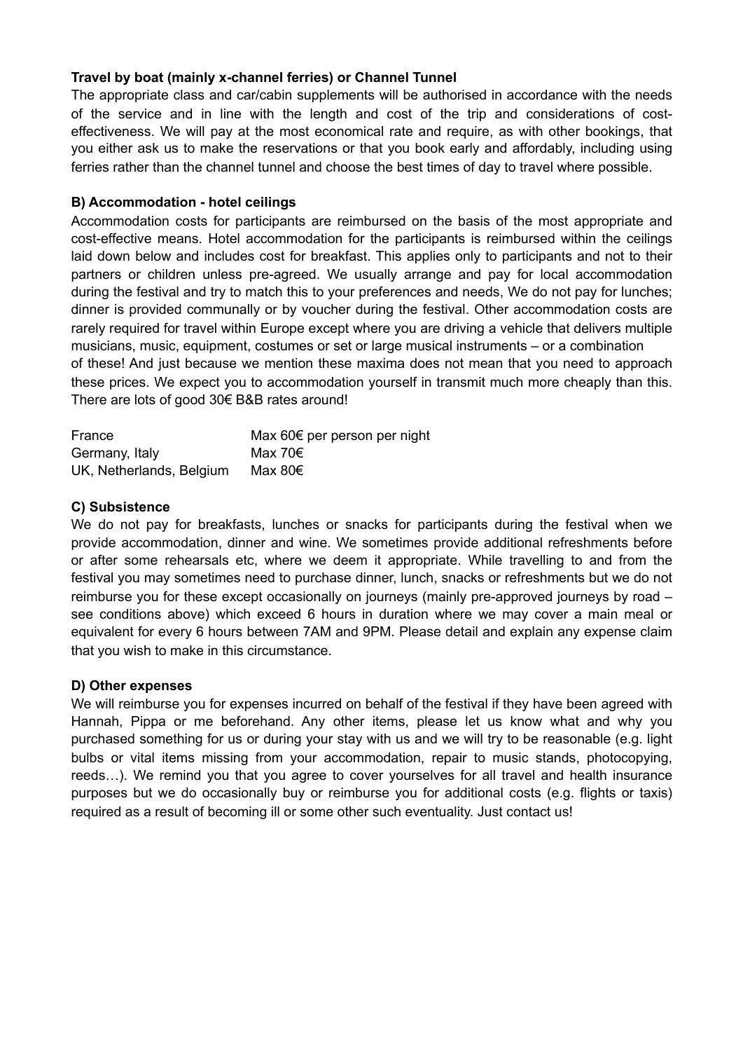**Travel by boat (mainly x-channel ferries) or Channel Tunnel**

The appropriate class and car/cabin supplements will be authorised in accordance with the needs of the service and in line with the length and cost of the trip and considerations of cost-effectiveness. We will pay at the most economical rate and require, as with other bookings, that you either ask us to make the reservations or that you book early and affordably, including using ferries rather than the channel tunnel and choose the best times of day to travel where possible.

**B) Accommodation - hotel ceilings**

Accommodation costs for participants are reimbursed on the basis of the most appropriate and cost-effective means. Hotel accommodation for the participants is reimbursed within the ceilings laid down below and includes cost for breakfast. This applies only to participants and not to their partners or children unless pre-agreed. We usually arrange and pay for local accommodation during the festival and try to match this to your preferences and needs, We do not pay for lunches; dinner is provided communally or by voucher during the festival. Other accommodation costs are rarely required for travel within Europe except where you are driving a vehicle that delivers multiple musicians, music, equipment, costumes or set or large musical instruments – or a combination of these! And just because we mention these maxima does not mean that you need to approach these prices. We expect you to accommodation yourself in transmit much more cheaply than this. There are lots of good 30€ B&B rates around!

| | |
|---|---|
| France | Max 60€ per person per night |
| Germany, Italy | Max 70€ |
| UK, Netherlands, Belgium | Max 80€ |

**C) Subsistence**

We do not pay for breakfasts, lunches or snacks for participants during the festival when we provide accommodation, dinner and wine. We sometimes provide additional refreshments before or after some rehearsals etc, where we deem it appropriate. While travelling to and from the festival you may sometimes need to purchase dinner, lunch, snacks or refreshments but we do not reimburse you for these except occasionally on journeys (mainly pre-approved journeys by road – see conditions above) which exceed 6 hours in duration where we may cover a main meal or equivalent for every 6 hours between 7AM and 9PM. Please detail and explain any expense claim that you wish to make in this circumstance.

**D) Other expenses**

We will reimburse you for expenses incurred on behalf of the festival if they have been agreed with Hannah, Pippa or me beforehand. Any other items, please let us know what and why you purchased something for us or during your stay with us and we will try to be reasonable (e.g. light bulbs or vital items missing from your accommodation, repair to music stands, photocopying, reeds…). We remind you that you agree to cover yourselves for all travel and health insurance purposes but we do occasionally buy or reimburse you for additional costs (e.g. flights or taxis) required as a result of becoming ill or some other such eventuality. Just contact us!